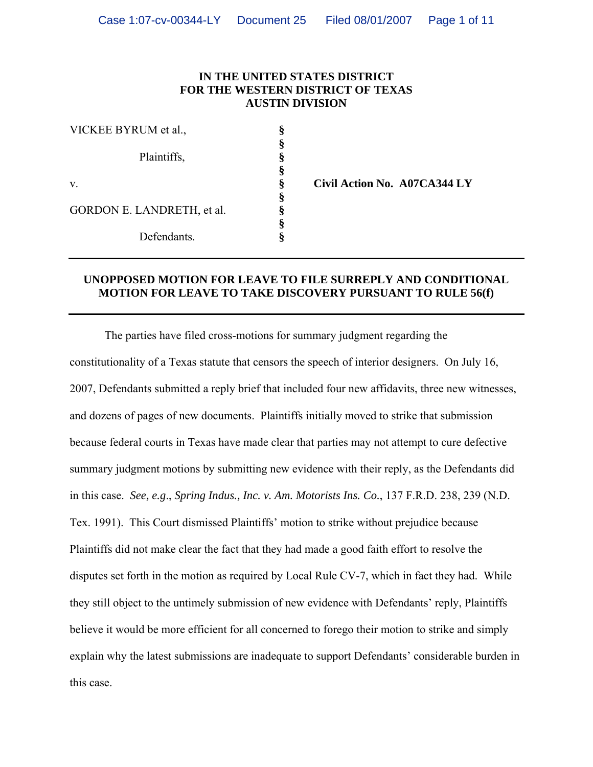**IN THE UNITED STATES DISTRICT FOR THE WESTERN DISTRICT OF TEXAS AUSTIN DIVISION**

| | | |
|---|---|---|
| VICKEE BYRUM et al., | § | |
| | § | |
| Plaintiffs, | § | |
| | § | |
| v. | § | **Civil Action No. A07CA344 LY** |
| | § | |
| GORDON E. LANDRETH, et al. | § | |
| | § | |
| Defendants. | § | |

---

**UNOPPOSED MOTION FOR LEAVE TO FILE SURREPLY AND CONDITIONAL MOTION FOR LEAVE TO TAKE DISCOVERY PURSUANT TO RULE 56(f)**

---

The parties have filed cross-motions for summary judgment regarding the constitutionality of a Texas statute that censors the speech of interior designers. On July 16, 2007, Defendants submitted a reply brief that included four new affidavits, three new witnesses, and dozens of pages of new documents. Plaintiffs initially moved to strike that submission because federal courts in Texas have made clear that parties may not attempt to cure defective summary judgment motions by submitting new evidence with their reply, as the Defendants did in this case. *See, e.g*., *Spring Indus., Inc. v. Am. Motorists Ins. Co.*, 137 F.R.D. 238, 239 (N.D. Tex. 1991). This Court dismissed Plaintiffs' motion to strike without prejudice because Plaintiffs did not make clear the fact that they had made a good faith effort to resolve the disputes set forth in the motion as required by Local Rule CV-7, which in fact they had. While they still object to the untimely submission of new evidence with Defendants' reply, Plaintiffs believe it would be more efficient for all concerned to forego their motion to strike and simply explain why the latest submissions are inadequate to support Defendants' considerable burden in this case.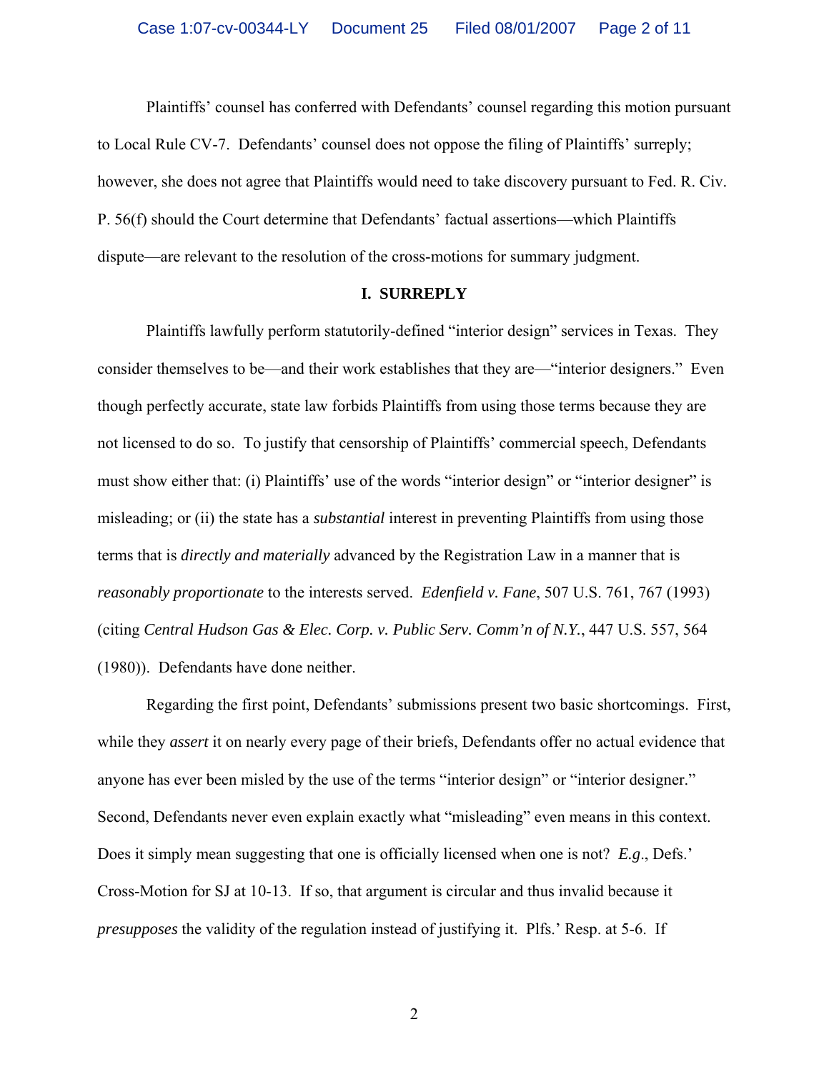Plaintiffs' counsel has conferred with Defendants' counsel regarding this motion pursuant to Local Rule CV-7. Defendants' counsel does not oppose the filing of Plaintiffs' surreply; however, she does not agree that Plaintiffs would need to take discovery pursuant to Fed. R. Civ. P. 56(f) should the Court determine that Defendants' factual assertions—which Plaintiffs dispute—are relevant to the resolution of the cross-motions for summary judgment.

## I. SURREPLY

Plaintiffs lawfully perform statutorily-defined "interior design" services in Texas. They consider themselves to be—and their work establishes that they are—"interior designers." Even though perfectly accurate, state law forbids Plaintiffs from using those terms because they are not licensed to do so. To justify that censorship of Plaintiffs' commercial speech, Defendants must show either that: (i) Plaintiffs' use of the words "interior design" or "interior designer" is misleading; or (ii) the state has a *substantial* interest in preventing Plaintiffs from using those terms that is *directly and materially* advanced by the Registration Law in a manner that is *reasonably proportionate* to the interests served. *Edenfield v. Fane*, 507 U.S. 761, 767 (1993) (citing *Central Hudson Gas & Elec. Corp. v. Public Serv. Comm'n of N.Y.*, 447 U.S. 557, 564 (1980)). Defendants have done neither.

Regarding the first point, Defendants' submissions present two basic shortcomings. First, while they *assert* it on nearly every page of their briefs, Defendants offer no actual evidence that anyone has ever been misled by the use of the terms "interior design" or "interior designer." Second, Defendants never even explain exactly what "misleading" even means in this context. Does it simply mean suggesting that one is officially licensed when one is not? *E.g.*, Defs.' Cross-Motion for SJ at 10-13. If so, that argument is circular and thus invalid because it *presupposes* the validity of the regulation instead of justifying it. Plfs.' Resp. at 5-6. If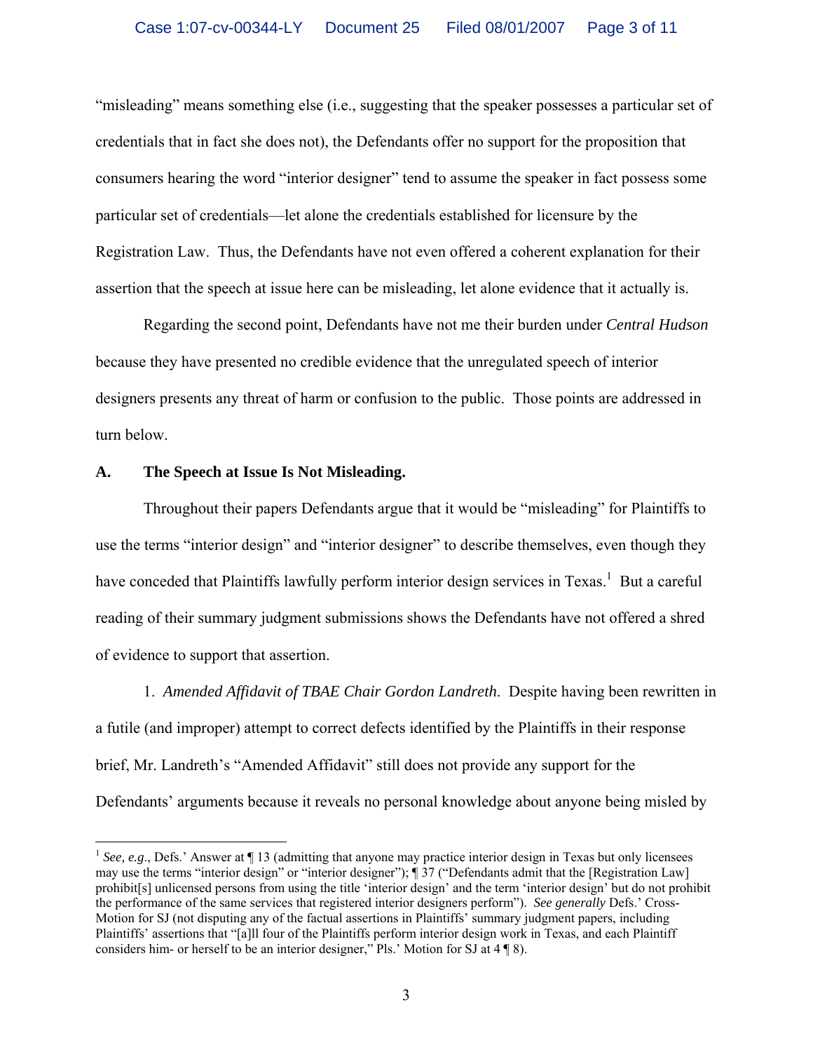"misleading" means something else (i.e., suggesting that the speaker possesses a particular set of credentials that in fact she does not), the Defendants offer no support for the proposition that consumers hearing the word "interior designer" tend to assume the speaker in fact possess some particular set of credentials—let alone the credentials established for licensure by the Registration Law. Thus, the Defendants have not even offered a coherent explanation for their assertion that the speech at issue here can be misleading, let alone evidence that it actually is.

Regarding the second point, Defendants have not me their burden under *Central Hudson* because they have presented no credible evidence that the unregulated speech of interior designers presents any threat of harm or confusion to the public. Those points are addressed in turn below.

### A. The Speech at Issue Is Not Misleading.

Throughout their papers Defendants argue that it would be "misleading" for Plaintiffs to use the terms "interior design" and "interior designer" to describe themselves, even though they have conceded that Plaintiffs lawfully perform interior design services in Texas.[1] But a careful reading of their summary judgment submissions shows the Defendants have not offered a shred of evidence to support that assertion.

1. *Amended Affidavit of TBAE Chair Gordon Landreth*. Despite having been rewritten in a futile (and improper) attempt to correct defects identified by the Plaintiffs in their response brief, Mr. Landreth's "Amended Affidavit" still does not provide any support for the Defendants' arguments because it reveals no personal knowledge about anyone being misled by

---

[1] *See, e.g.*, Defs.' Answer at ¶ 13 (admitting that anyone may practice interior design in Texas but only licensees may use the terms "interior design" or "interior designer"); ¶ 37 ("Defendants admit that the [Registration Law] prohibit[s] unlicensed persons from using the title 'interior design' and the term 'interior design' but do not prohibit the performance of the same services that registered interior designers perform"). *See generally* Defs.' Cross-Motion for SJ (not disputing any of the factual assertions in Plaintiffs' summary judgment papers, including Plaintiffs' assertions that "[a]ll four of the Plaintiffs perform interior design work in Texas, and each Plaintiff considers him- or herself to be an interior designer," Pls.' Motion for SJ at 4 ¶ 8).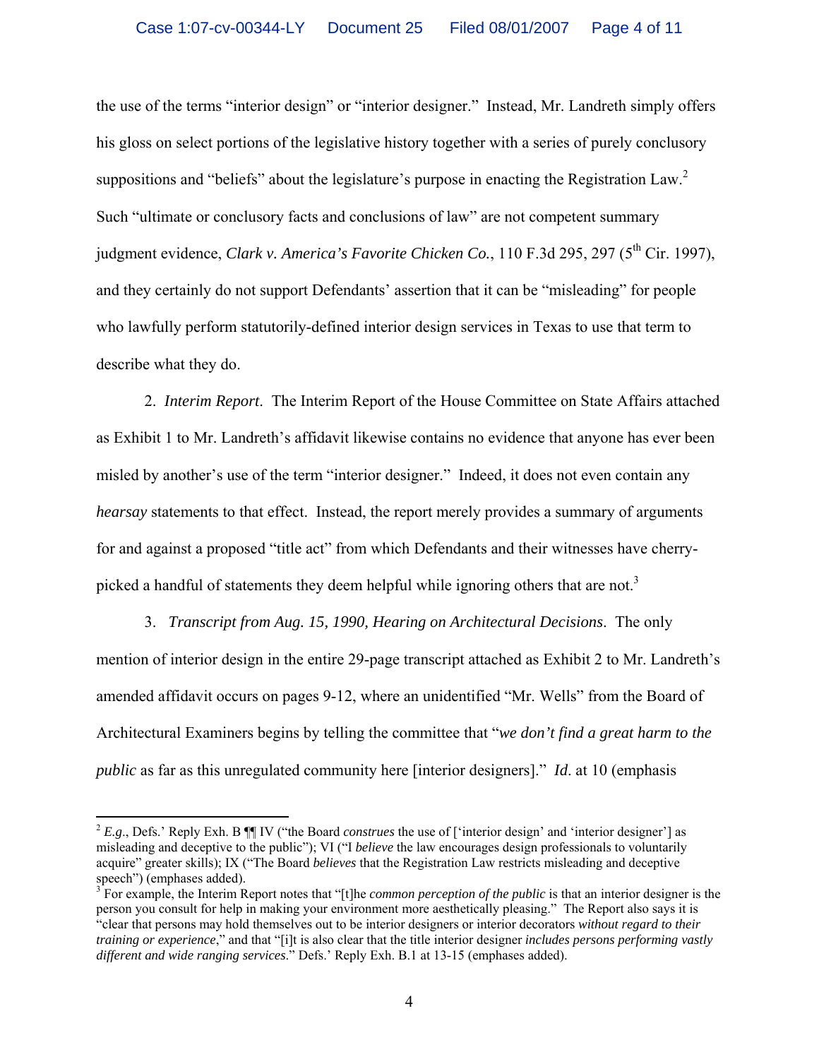the use of the terms "interior design" or "interior designer." Instead, Mr. Landreth simply offers his gloss on select portions of the legislative history together with a series of purely conclusory suppositions and "beliefs" about the legislature's purpose in enacting the Registration Law.[2] Such "ultimate or conclusory facts and conclusions of law" are not competent summary judgment evidence, *Clark v. America's Favorite Chicken Co.*, 110 F.3d 295, 297 (5th Cir. 1997), and they certainly do not support Defendants' assertion that it can be "misleading" for people who lawfully perform statutorily-defined interior design services in Texas to use that term to describe what they do.

2. *Interim Report*. The Interim Report of the House Committee on State Affairs attached as Exhibit 1 to Mr. Landreth's affidavit likewise contains no evidence that anyone has ever been misled by another's use of the term "interior designer." Indeed, it does not even contain any *hearsay* statements to that effect. Instead, the report merely provides a summary of arguments for and against a proposed "title act" from which Defendants and their witnesses have cherry-picked a handful of statements they deem helpful while ignoring others that are not.[3]

3. *Transcript from Aug. 15, 1990, Hearing on Architectural Decisions*. The only mention of interior design in the entire 29-page transcript attached as Exhibit 2 to Mr. Landreth's amended affidavit occurs on pages 9-12, where an unidentified "Mr. Wells" from the Board of Architectural Examiners begins by telling the committee that "*we don't find a great harm to the public* as far as this unregulated community here [interior designers]." *Id*. at 10 (emphasis

---

[2] *E.g.*, Defs.' Reply Exh. B ¶¶ IV ("the Board *construes* the use of ['interior design' and 'interior designer'] as misleading and deceptive to the public"); VI ("I *believe* the law encourages design professionals to voluntarily acquire" greater skills); IX ("The Board *believes* that the Registration Law restricts misleading and deceptive speech") (emphases added).

[3] For example, the Interim Report notes that "[t]he *common perception of the public* is that an interior designer is the person you consult for help in making your environment more aesthetically pleasing." The Report also says it is "clear that persons may hold themselves out to be interior designers or interior decorators *without regard to their training or experience*," and that "[i]t is also clear that the title interior designer *includes persons performing vastly different and wide ranging services*." Defs.' Reply Exh. B.1 at 13-15 (emphases added).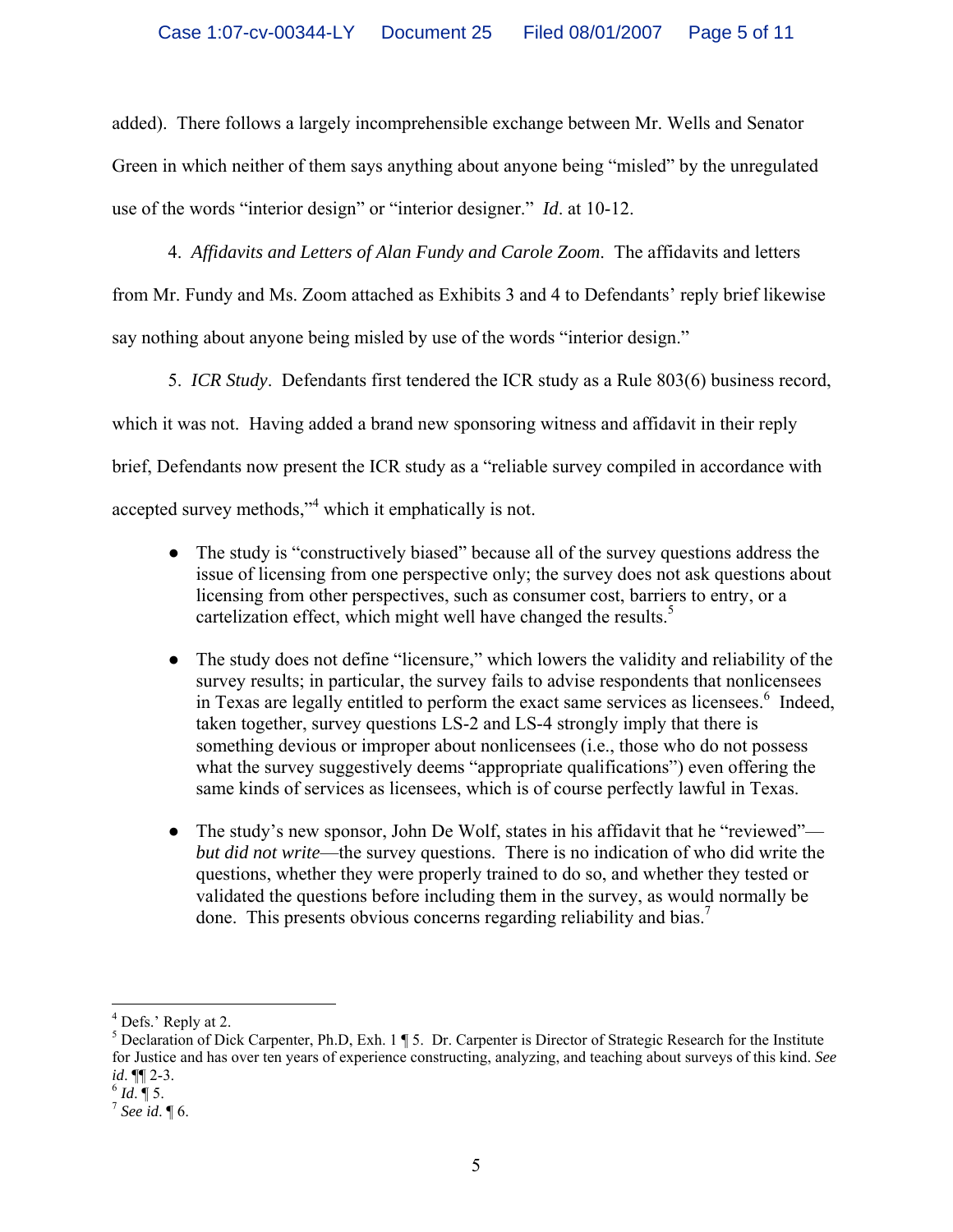added). There follows a largely incomprehensible exchange between Mr. Wells and Senator Green in which neither of them says anything about anyone being "misled" by the unregulated use of the words "interior design" or "interior designer." *Id*. at 10-12.

4. *Affidavits and Letters of Alan Fundy and Carole Zoom*. The affidavits and letters from Mr. Fundy and Ms. Zoom attached as Exhibits 3 and 4 to Defendants' reply brief likewise say nothing about anyone being misled by use of the words "interior design."

5. *ICR Study*. Defendants first tendered the ICR study as a Rule 803(6) business record, which it was not. Having added a brand new sponsoring witness and affidavit in their reply brief, Defendants now present the ICR study as a "reliable survey compiled in accordance with accepted survey methods,"[4] which it emphatically is not.

- The study is "constructively biased" because all of the survey questions address the issue of licensing from one perspective only; the survey does not ask questions about licensing from other perspectives, such as consumer cost, barriers to entry, or a cartelization effect, which might well have changed the results.[5]

- The study does not define "licensure," which lowers the validity and reliability of the survey results; in particular, the survey fails to advise respondents that nonlicensees in Texas are legally entitled to perform the exact same services as licensees.[6] Indeed, taken together, survey questions LS-2 and LS-4 strongly imply that there is something devious or improper about nonlicensees (i.e., those who do not possess what the survey suggestively deems "appropriate qualifications") even offering the same kinds of services as licensees, which is of course perfectly lawful in Texas.

- The study's new sponsor, John De Wolf, states in his affidavit that he "reviewed"—*but did not write*—the survey questions. There is no indication of who did write the questions, whether they were properly trained to do so, and whether they tested or validated the questions before including them in the survey, as would normally be done. This presents obvious concerns regarding reliability and bias.[7]

---

[4] Defs.' Reply at 2.

[5] Declaration of Dick Carpenter, Ph.D, Exh. 1 ¶ 5. Dr. Carpenter is Director of Strategic Research for the Institute for Justice and has over ten years of experience constructing, analyzing, and teaching about surveys of this kind. *See id*. ¶¶ 2-3.

[6] *Id*. ¶ 5.

[7] *See id*. ¶ 6.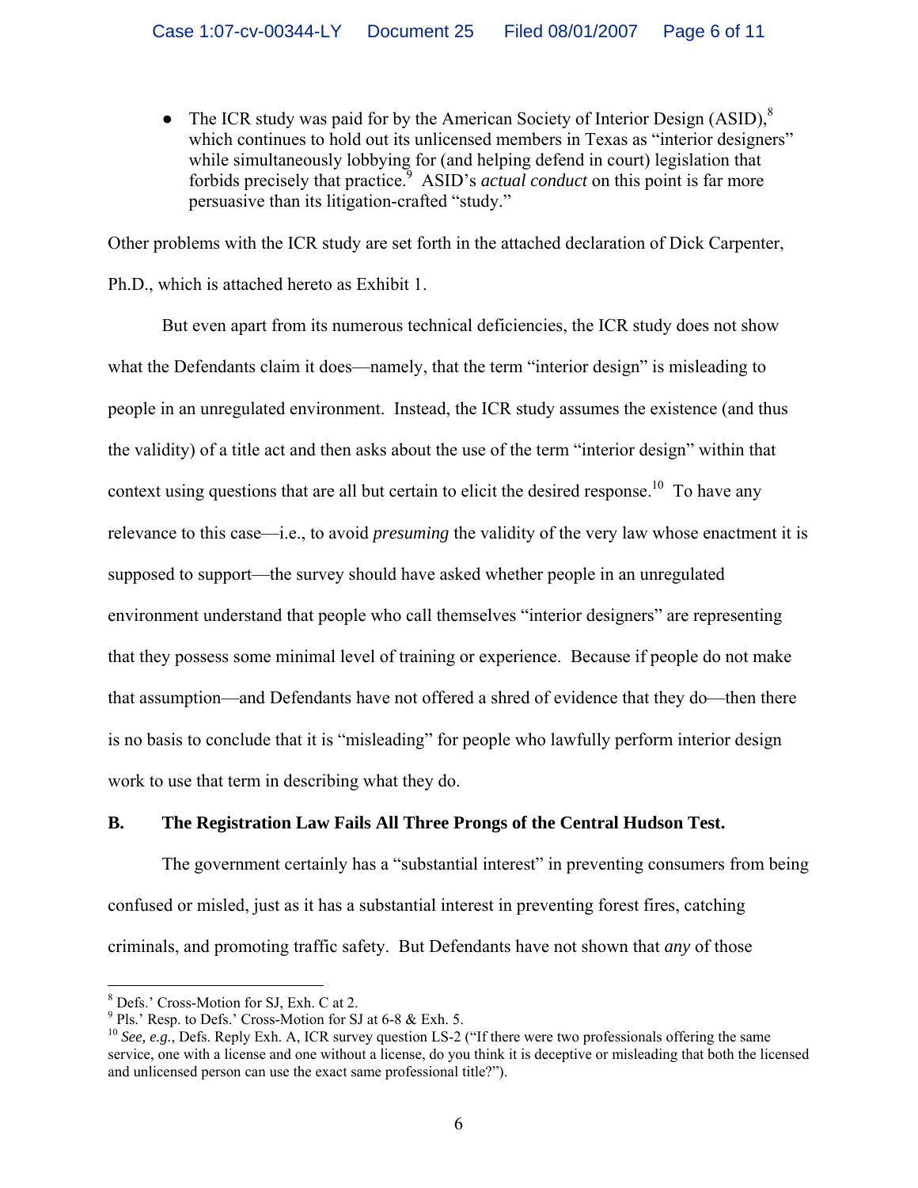- The ICR study was paid for by the American Society of Interior Design (ASID),[8] which continues to hold out its unlicensed members in Texas as "interior designers" while simultaneously lobbying for (and helping defend in court) legislation that forbids precisely that practice.[9] ASID's *actual conduct* on this point is far more persuasive than its litigation-crafted "study."

Other problems with the ICR study are set forth in the attached declaration of Dick Carpenter, Ph.D., which is attached hereto as Exhibit 1.

But even apart from its numerous technical deficiencies, the ICR study does not show what the Defendants claim it does—namely, that the term "interior design" is misleading to people in an unregulated environment. Instead, the ICR study assumes the existence (and thus the validity) of a title act and then asks about the use of the term "interior design" within that context using questions that are all but certain to elicit the desired response.[10] To have any relevance to this case—i.e., to avoid *presuming* the validity of the very law whose enactment it is supposed to support—the survey should have asked whether people in an unregulated environment understand that people who call themselves "interior designers" are representing that they possess some minimal level of training or experience. Because if people do not make that assumption—and Defendants have not offered a shred of evidence that they do—then there is no basis to conclude that it is "misleading" for people who lawfully perform interior design work to use that term in describing what they do.

**B. The Registration Law Fails All Three Prongs of the Central Hudson Test.**

The government certainly has a "substantial interest" in preventing consumers from being confused or misled, just as it has a substantial interest in preventing forest fires, catching criminals, and promoting traffic safety. But Defendants have not shown that *any* of those

---

[8] Defs.' Cross-Motion for SJ, Exh. C at 2.

[9] Pls.' Resp. to Defs.' Cross-Motion for SJ at 6-8 & Exh. 5.

[10] *See, e.g.*, Defs. Reply Exh. A, ICR survey question LS-2 ("If there were two professionals offering the same service, one with a license and one without a license, do you think it is deceptive or misleading that both the licensed and unlicensed person can use the exact same professional title?").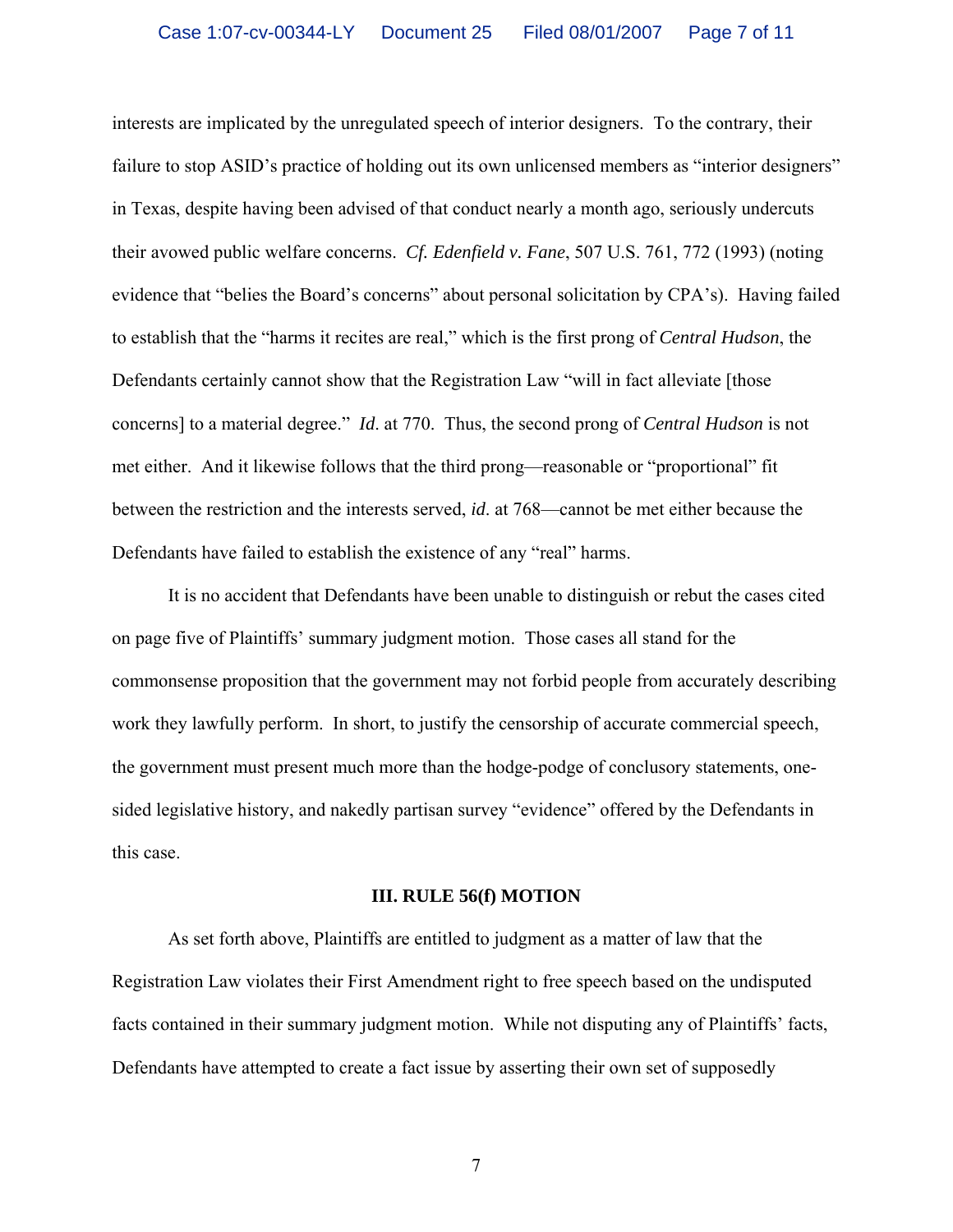interests are implicated by the unregulated speech of interior designers. To the contrary, their failure to stop ASID's practice of holding out its own unlicensed members as "interior designers" in Texas, despite having been advised of that conduct nearly a month ago, seriously undercuts their avowed public welfare concerns. *Cf. Edenfield v. Fane*, 507 U.S. 761, 772 (1993) (noting evidence that "belies the Board's concerns" about personal solicitation by CPA's). Having failed to establish that the "harms it recites are real," which is the first prong of *Central Hudson*, the Defendants certainly cannot show that the Registration Law "will in fact alleviate [those concerns] to a material degree." *Id*. at 770. Thus, the second prong of *Central Hudson* is not met either. And it likewise follows that the third prong—reasonable or "proportional" fit between the restriction and the interests served, *id*. at 768—cannot be met either because the Defendants have failed to establish the existence of any "real" harms.

It is no accident that Defendants have been unable to distinguish or rebut the cases cited on page five of Plaintiffs' summary judgment motion. Those cases all stand for the commonsense proposition that the government may not forbid people from accurately describing work they lawfully perform. In short, to justify the censorship of accurate commercial speech, the government must present much more than the hodge-podge of conclusory statements, one-sided legislative history, and nakedly partisan survey "evidence" offered by the Defendants in this case.

## III. RULE 56(f) MOTION

As set forth above, Plaintiffs are entitled to judgment as a matter of law that the Registration Law violates their First Amendment right to free speech based on the undisputed facts contained in their summary judgment motion. While not disputing any of Plaintiffs' facts, Defendants have attempted to create a fact issue by asserting their own set of supposedly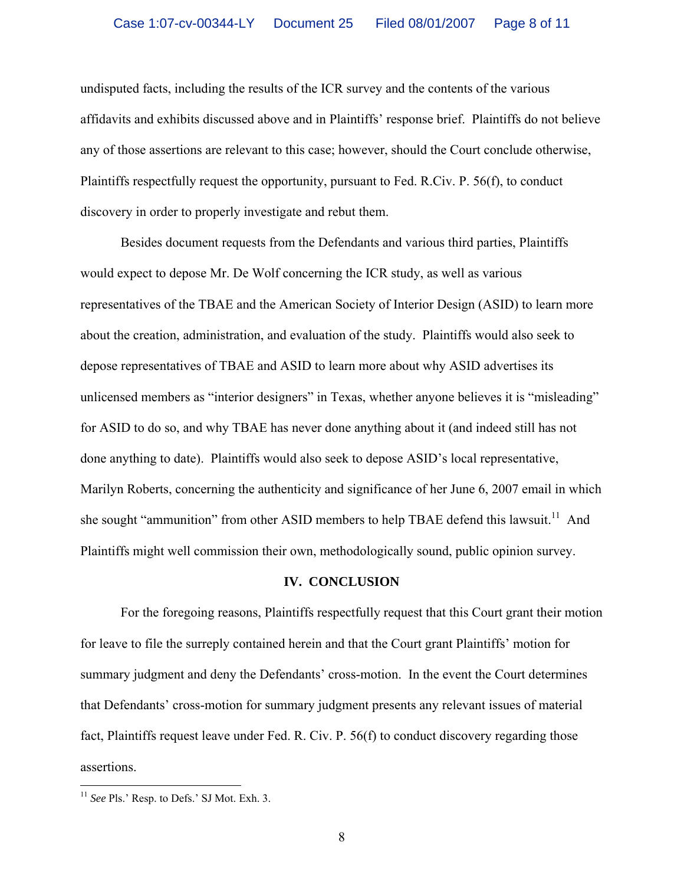undisputed facts, including the results of the ICR survey and the contents of the various affidavits and exhibits discussed above and in Plaintiffs' response brief. Plaintiffs do not believe any of those assertions are relevant to this case; however, should the Court conclude otherwise, Plaintiffs respectfully request the opportunity, pursuant to Fed. R.Civ. P. 56(f), to conduct discovery in order to properly investigate and rebut them.

Besides document requests from the Defendants and various third parties, Plaintiffs would expect to depose Mr. De Wolf concerning the ICR study, as well as various representatives of the TBAE and the American Society of Interior Design (ASID) to learn more about the creation, administration, and evaluation of the study. Plaintiffs would also seek to depose representatives of TBAE and ASID to learn more about why ASID advertises its unlicensed members as "interior designers" in Texas, whether anyone believes it is "misleading" for ASID to do so, and why TBAE has never done anything about it (and indeed still has not done anything to date). Plaintiffs would also seek to depose ASID's local representative, Marilyn Roberts, concerning the authenticity and significance of her June 6, 2007 email in which she sought "ammunition" from other ASID members to help TBAE defend this lawsuit.[11] And Plaintiffs might well commission their own, methodologically sound, public opinion survey.

## IV. CONCLUSION

For the foregoing reasons, Plaintiffs respectfully request that this Court grant their motion for leave to file the surreply contained herein and that the Court grant Plaintiffs' motion for summary judgment and deny the Defendants' cross-motion. In the event the Court determines that Defendants' cross-motion for summary judgment presents any relevant issues of material fact, Plaintiffs request leave under Fed. R. Civ. P. 56(f) to conduct discovery regarding those assertions.

---

[11] *See* Pls.' Resp. to Defs.' SJ Mot. Exh. 3.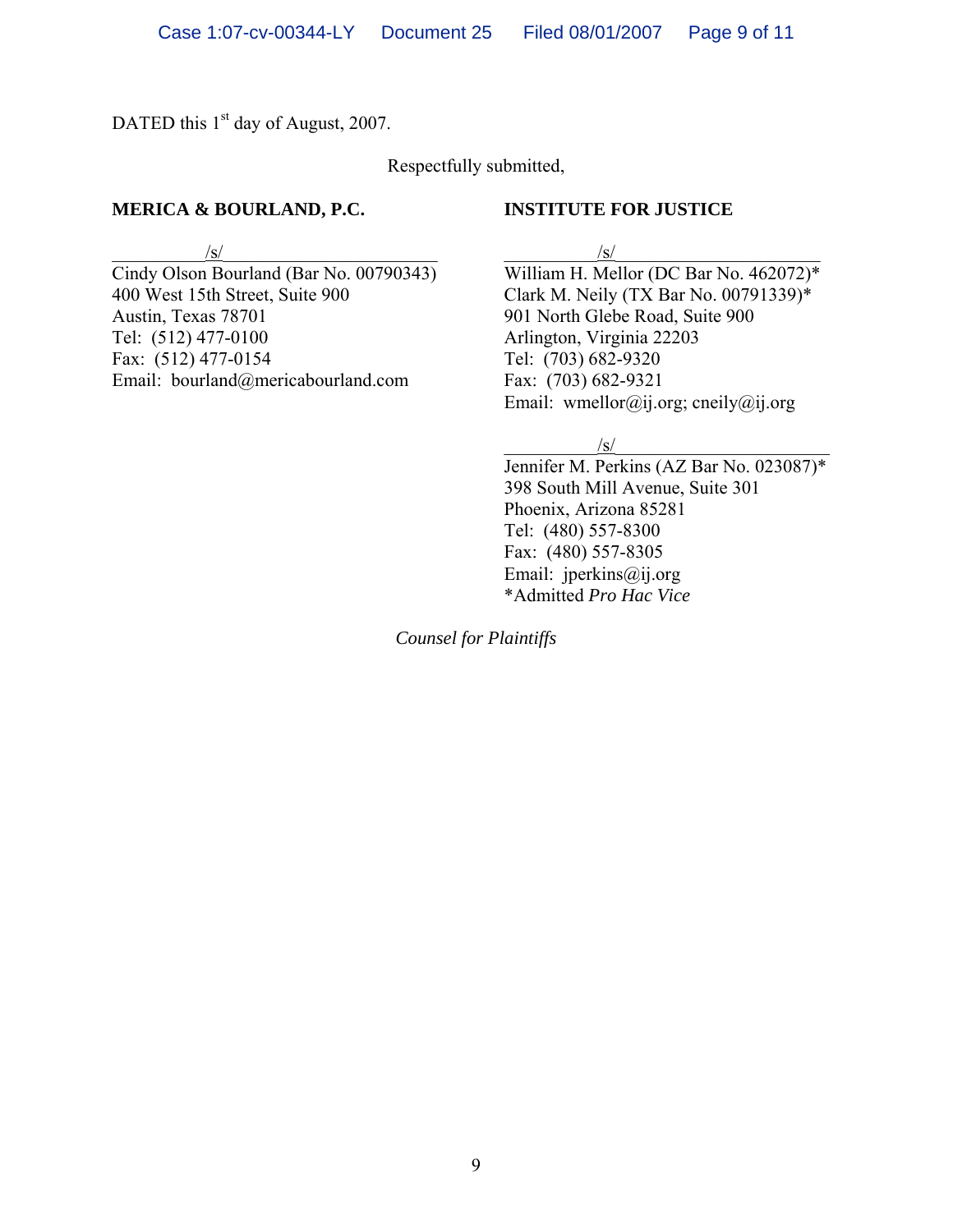DATED this 1st day of August, 2007.

Respectfully submitted,

**MERICA & BOURLAND, P.C.**

/s/
Cindy Olson Bourland (Bar No. 00790343)
400 West 15th Street, Suite 900
Austin, Texas 78701
Tel: (512) 477-0100
Fax: (512) 477-0154
Email: bourland@mericabourland.com

**INSTITUTE FOR JUSTICE**

/s/
William H. Mellor (DC Bar No. 462072)*
Clark M. Neily (TX Bar No. 00791339)*
901 North Glebe Road, Suite 900
Arlington, Virginia 22203
Tel: (703) 682-9320
Fax: (703) 682-9321
Email: wmellor@ij.org; cneily@ij.org

/s/
Jennifer M. Perkins (AZ Bar No. 023087)*
398 South Mill Avenue, Suite 301
Phoenix, Arizona 85281
Tel: (480) 557-8300
Fax: (480) 557-8305
Email: jperkins@ij.org
*Admitted *Pro Hac Vice*

*Counsel for Plaintiffs*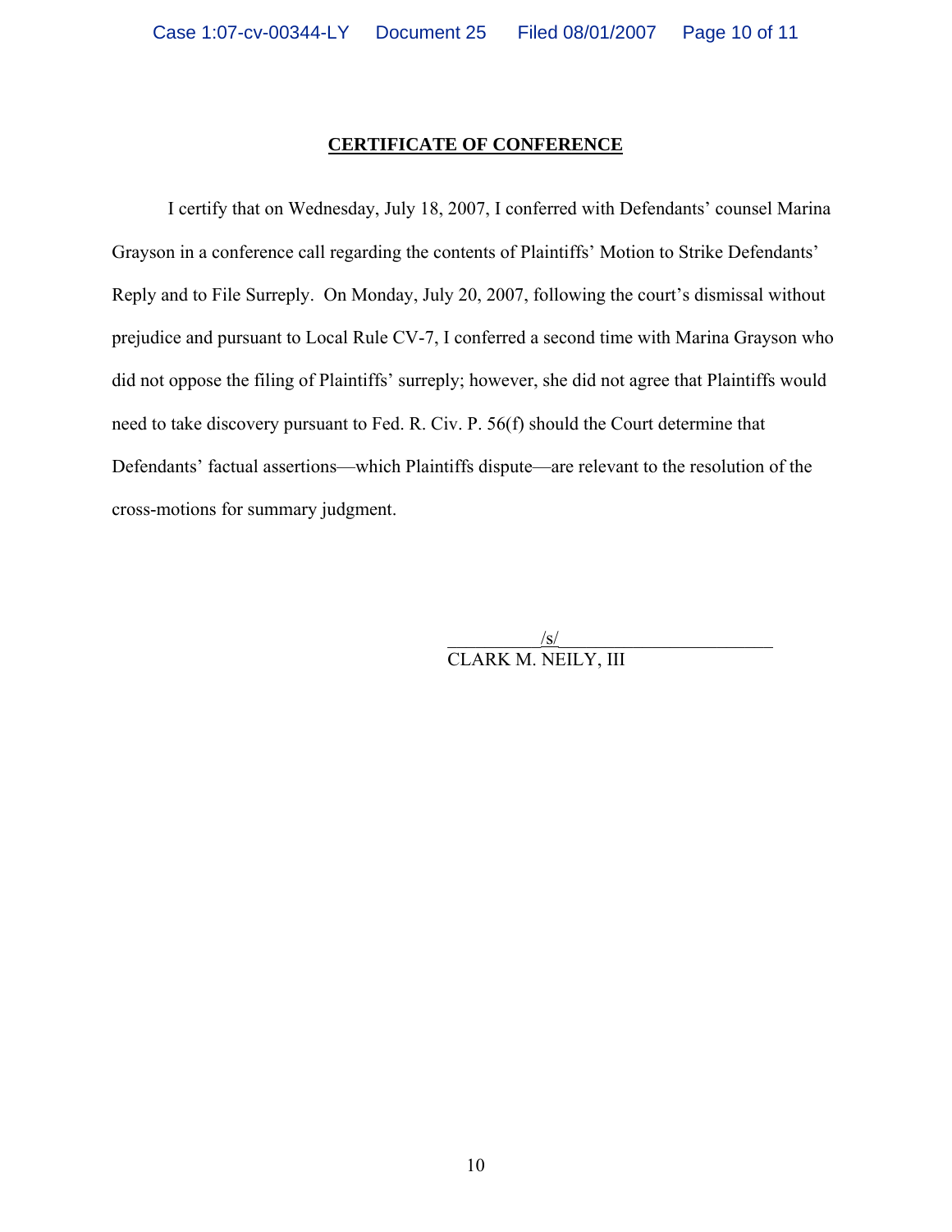## CERTIFICATE OF CONFERENCE

I certify that on Wednesday, July 18, 2007, I conferred with Defendants' counsel Marina Grayson in a conference call regarding the contents of Plaintiffs' Motion to Strike Defendants' Reply and to File Surreply. On Monday, July 20, 2007, following the court's dismissal without prejudice and pursuant to Local Rule CV-7, I conferred a second time with Marina Grayson who did not oppose the filing of Plaintiffs' surreply; however, she did not agree that Plaintiffs would need to take discovery pursuant to Fed. R. Civ. P. 56(f) should the Court determine that Defendants' factual assertions—which Plaintiffs dispute—are relevant to the resolution of the cross-motions for summary judgment.

/s/

CLARK M. NEILY, III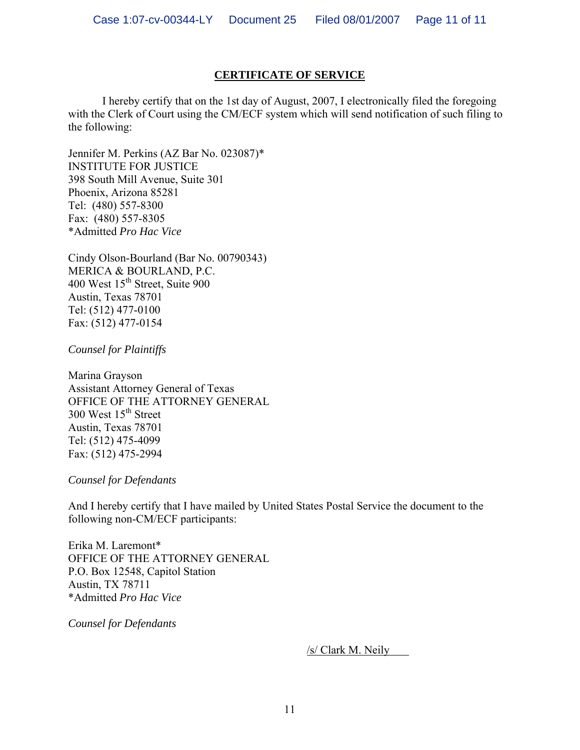## CERTIFICATE OF SERVICE

I hereby certify that on the 1st day of August, 2007, I electronically filed the foregoing with the Clerk of Court using the CM/ECF system which will send notification of such filing to the following:

Jennifer M. Perkins (AZ Bar No. 023087)*
INSTITUTE FOR JUSTICE
398 South Mill Avenue, Suite 301
Phoenix, Arizona 85281
Tel: (480) 557-8300
Fax: (480) 557-8305
*Admitted *Pro Hac Vice*

Cindy Olson-Bourland (Bar No. 00790343)
MERICA & BOURLAND, P.C.
400 West 15th Street, Suite 900
Austin, Texas 78701
Tel: (512) 477-0100
Fax: (512) 477-0154

*Counsel for Plaintiffs*

Marina Grayson
Assistant Attorney General of Texas
OFFICE OF THE ATTORNEY GENERAL
300 West 15th Street
Austin, Texas 78701
Tel: (512) 475-4099
Fax: (512) 475-2994

*Counsel for Defendants*

And I hereby certify that I have mailed by United States Postal Service the document to the following non-CM/ECF participants:

Erika M. Laremont*
OFFICE OF THE ATTORNEY GENERAL
P.O. Box 12548, Capitol Station
Austin, TX 78711
*Admitted *Pro Hac Vice*

*Counsel for Defendants*

/s/ Clark M. Neily